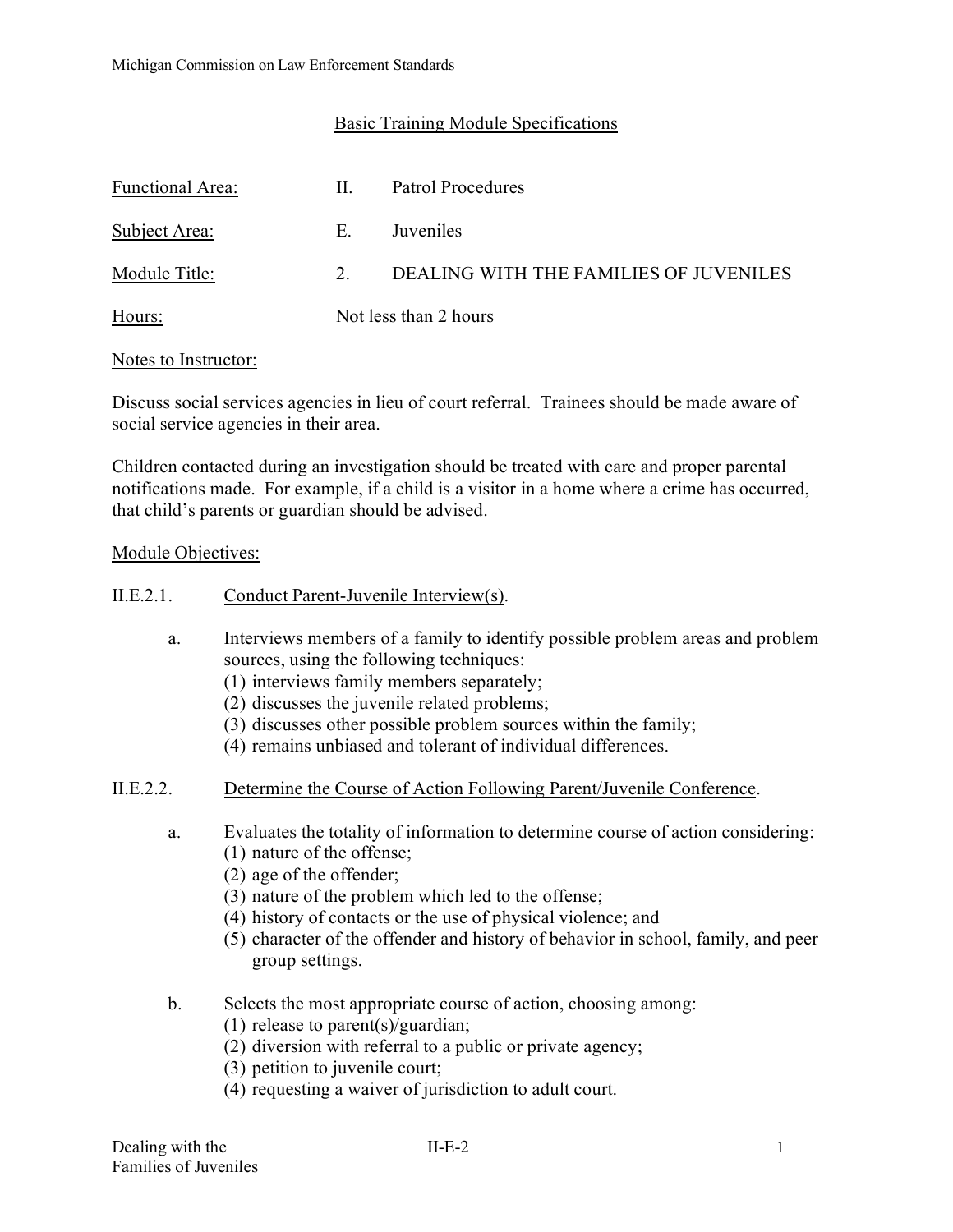Michigan Commission on Law Enforcement Standards

## Basic Training Module Specifications

Functional Area: II. Patrol Procedures

Subject Area: E. Juveniles

Module Title: 2. DEALING WITH THE FAMILIES OF JUVENILES

Hours: Not less than 2 hours

Notes to Instructor:

Discuss social services agencies in lieu of court referral. Trainees should be made aware of social service agencies in their area.

Children contacted during an investigation should be treated with care and proper parental notifications made. For example, if a child is a visitor in a home where a crime has occurred, that child's parents or guardian should be advised.

Module Objectives:

II.E.2.1. Conduct Parent-Juvenile Interview(s).

a. Interviews members of a family to identify possible problem areas and problem sources, using the following techniques:
(1) interviews family members separately;
(2) discusses the juvenile related problems;
(3) discusses other possible problem sources within the family;
(4) remains unbiased and tolerant of individual differences.

II.E.2.2. Determine the Course of Action Following Parent/Juvenile Conference.

a. Evaluates the totality of information to determine course of action considering:
(1) nature of the offense;
(2) age of the offender;
(3) nature of the problem which led to the offense;
(4) history of contacts or the use of physical violence; and
(5) character of the offender and history of behavior in school, family, and peer group settings.

b. Selects the most appropriate course of action, choosing among:
(1) release to parent(s)/guardian;
(2) diversion with referral to a public or private agency;
(3) petition to juvenile court;
(4) requesting a waiver of jurisdiction to adult court.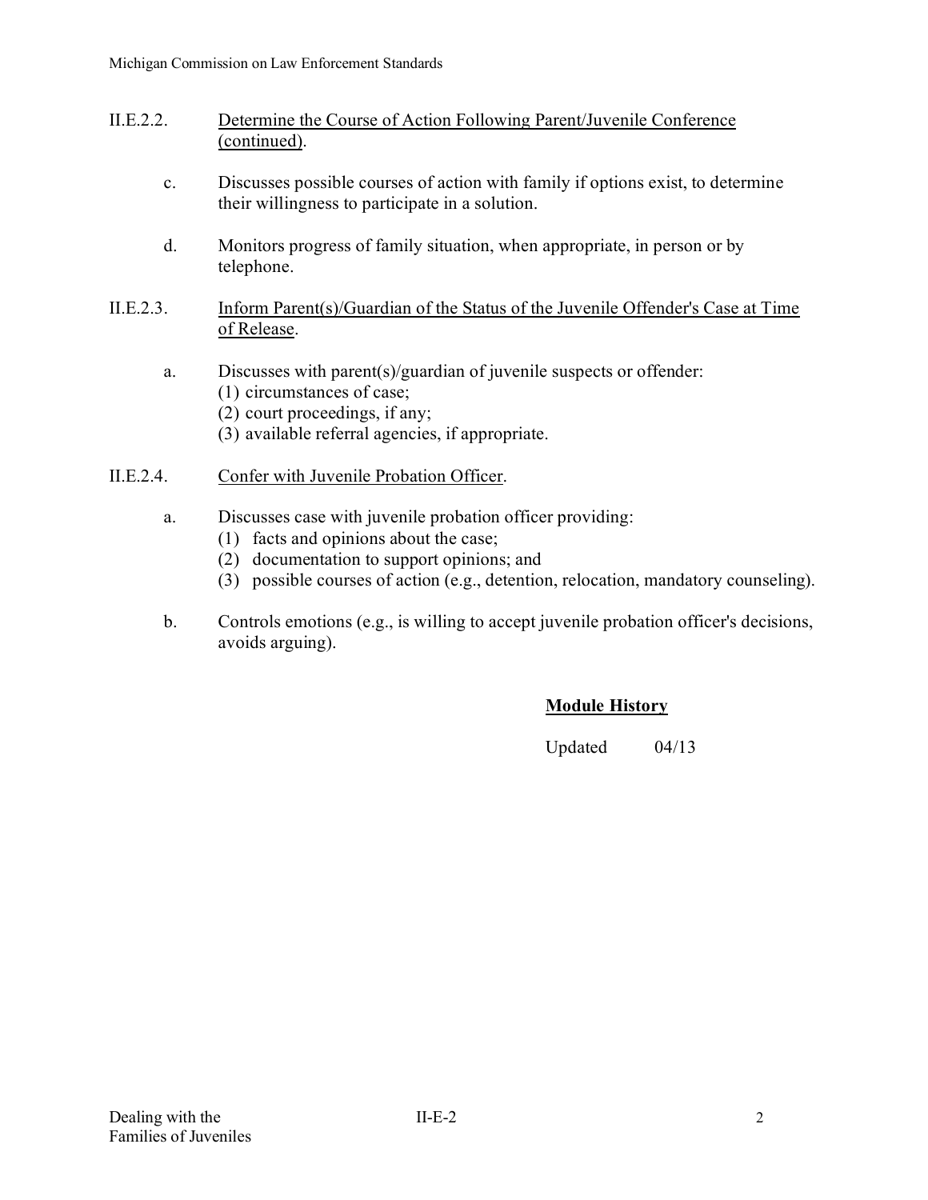II.E.2.2. Determine the Course of Action Following Parent/Juvenile Conference (continued).

c. Discusses possible courses of action with family if options exist, to determine their willingness to participate in a solution.

d. Monitors progress of family situation, when appropriate, in person or by telephone.

II.E.2.3. Inform Parent(s)/Guardian of the Status of the Juvenile Offender's Case at Time of Release.

a. Discusses with parent(s)/guardian of juvenile suspects or offender:
(1) circumstances of case;
(2) court proceedings, if any;
(3) available referral agencies, if appropriate.

II.E.2.4. Confer with Juvenile Probation Officer.

a. Discusses case with juvenile probation officer providing:
(1) facts and opinions about the case;
(2) documentation to support opinions; and
(3) possible courses of action (e.g., detention, relocation, mandatory counseling).

b. Controls emotions (e.g., is willing to accept juvenile probation officer's decisions, avoids arguing).

**Module History**

Updated 04/13